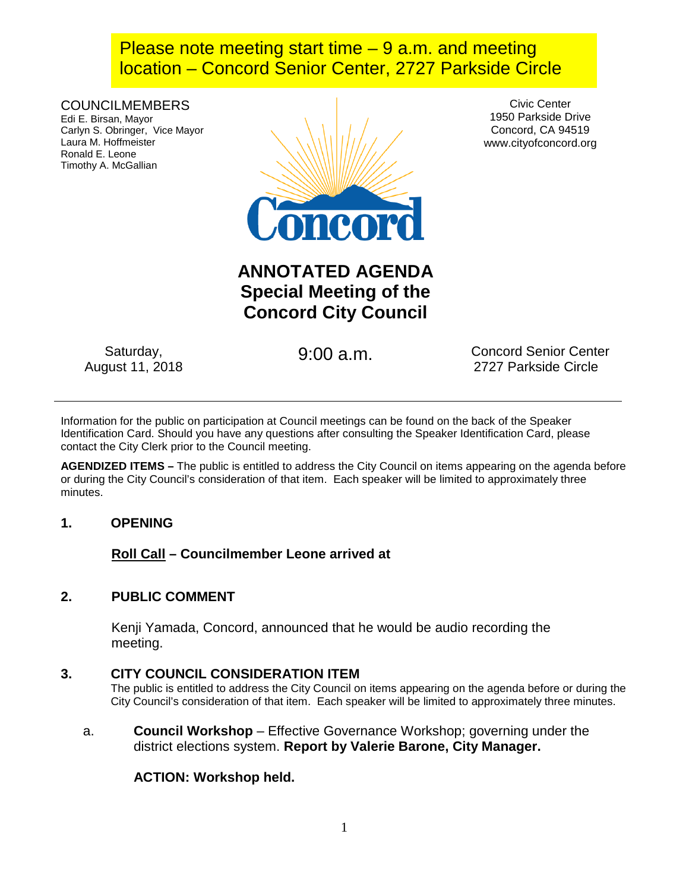**Please note meeting start time – 9 a.m. and meeting location – Concord Senior Center, 2727 Parkside Circle**

COUNCILMEMBERS
Edi E. Birsan, Mayor
Carlyn S. Obringer, Vice Mayor
Laura M. Hoffmeister
Ronald E. Leone
Timothy A. McGallian

Civic Center
1950 Parkside Drive
Concord, CA 94519
www.cityofconcord.org

# ANNOTATED AGENDA
# Special Meeting of the Concord City Council

Saturday, August 11, 2018

9:00 a.m.

Concord Senior Center
2727 Parkside Circle

---

Information for the public on participation at Council meetings can be found on the back of the Speaker Identification Card. Should you have any questions after consulting the Speaker Identification Card, please contact the City Clerk prior to the Council meeting.

**AGENDIZED ITEMS –** The public is entitled to address the City Council on items appearing on the agenda before or during the City Council's consideration of that item. Each speaker will be limited to approximately three minutes.

## 1. OPENING

**Roll Call – Councilmember Leone arrived at**

## 2. PUBLIC COMMENT

Kenji Yamada, Concord, announced that he would be audio recording the meeting.

## 3. CITY COUNCIL CONSIDERATION ITEM

The public is entitled to address the City Council on items appearing on the agenda before or during the City Council's consideration of that item. Each speaker will be limited to approximately three minutes.

a. **Council Workshop** – Effective Governance Workshop; governing under the district elections system. **Report by Valerie Barone, City Manager.**

**ACTION: Workshop held.**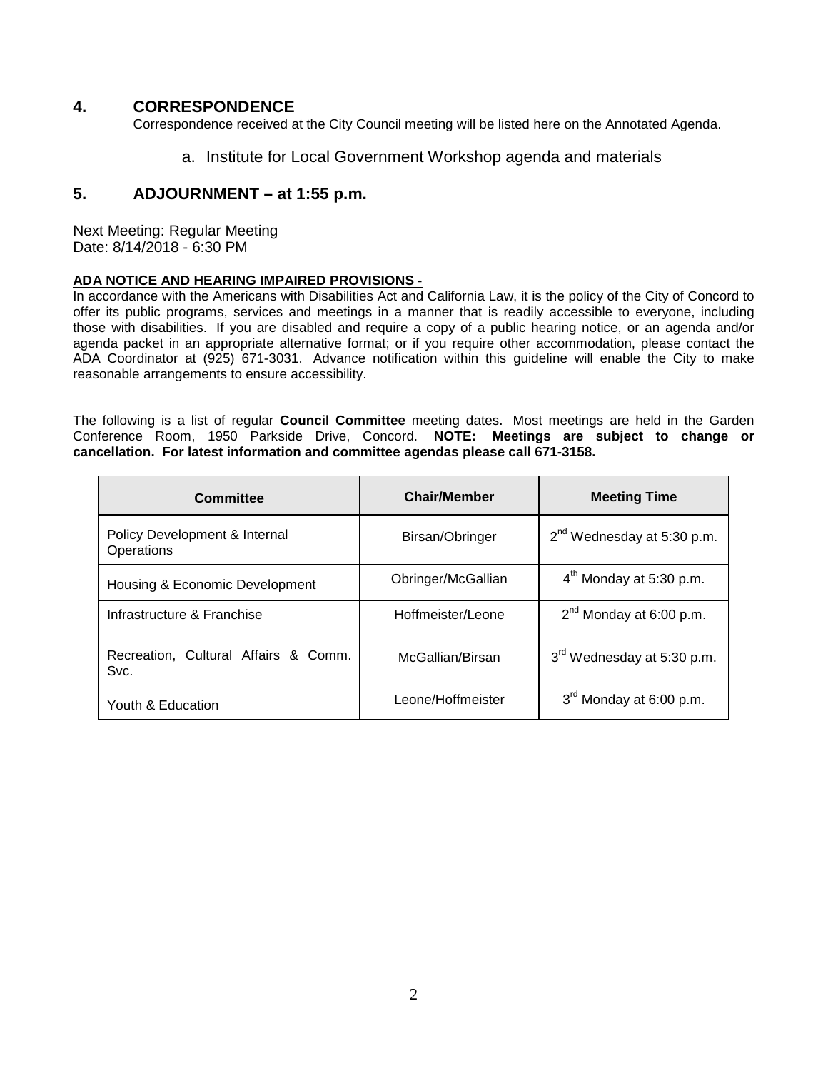## 4. CORRESPONDENCE

Correspondence received at the City Council meeting will be listed here on the Annotated Agenda.

a. Institute for Local Government Workshop agenda and materials

## 5. ADJOURNMENT – at 1:55 p.m.

Next Meeting: Regular Meeting
Date: 8/14/2018 - 6:30 PM

**ADA NOTICE AND HEARING IMPAIRED PROVISIONS -**

In accordance with the Americans with Disabilities Act and California Law, it is the policy of the City of Concord to offer its public programs, services and meetings in a manner that is readily accessible to everyone, including those with disabilities. If you are disabled and require a copy of a public hearing notice, or an agenda and/or agenda packet in an appropriate alternative format; or if you require other accommodation, please contact the ADA Coordinator at (925) 671-3031. Advance notification within this guideline will enable the City to make reasonable arrangements to ensure accessibility.

The following is a list of regular **Council Committee** meeting dates. Most meetings are held in the Garden Conference Room, 1950 Parkside Drive, Concord. **NOTE: Meetings are subject to change or cancellation. For latest information and committee agendas please call 671-3158.**

| Committee | Chair/Member | Meeting Time |
|---|---|---|
| Policy Development & Internal Operations | Birsan/Obringer | 2nd Wednesday at 5:30 p.m. |
| Housing & Economic Development | Obringer/McGallian | 4th Monday at 5:30 p.m. |
| Infrastructure & Franchise | Hoffmeister/Leone | 2nd Monday at 6:00 p.m. |
| Recreation, Cultural Affairs & Comm. Svc. | McGallian/Birsan | 3rd Wednesday at 5:30 p.m. |
| Youth & Education | Leone/Hoffmeister | 3rd Monday at 6:00 p.m. |